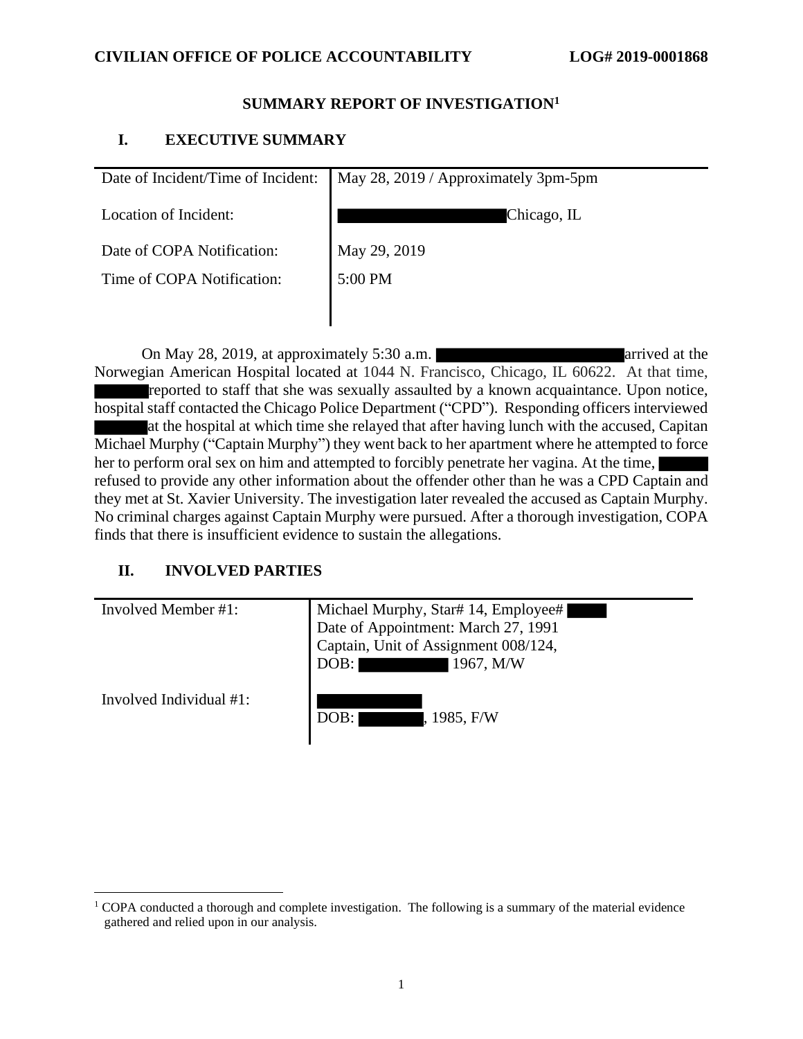**CIVILIAN OFFICE OF POLICE ACCOUNTABILITY LOG# 2019-0001868**

# SUMMARY REPORT OF INVESTIGATION[1]

## I. EXECUTIVE SUMMARY

| | |
|---|---|
| Date of Incident/Time of Incident: | May 28, 2019 / Approximately 3pm-5pm |
| Location of Incident: | [REDACTED] Chicago, IL |
| Date of COPA Notification: | May 29, 2019 |
| Time of COPA Notification: | 5:00 PM |

On May 28, 2019, at approximately 5:30 a.m. [REDACTED] arrived at the Norwegian American Hospital located at 1044 N. Francisco, Chicago, IL 60622. At that time, [REDACTED] reported to staff that she was sexually assaulted by a known acquaintance. Upon notice, hospital staff contacted the Chicago Police Department ("CPD"). Responding officers interviewed [REDACTED] at the hospital at which time she relayed that after having lunch with the accused, Capitan Michael Murphy ("Captain Murphy") they went back to her apartment where he attempted to force her to perform oral sex on him and attempted to forcibly penetrate her vagina. At the time, [REDACTED] refused to provide any other information about the offender other than he was a CPD Captain and they met at St. Xavier University. The investigation later revealed the accused as Captain Murphy. No criminal charges against Captain Murphy were pursued. After a thorough investigation, COPA finds that there is insufficient evidence to sustain the allegations.

## II. INVOLVED PARTIES

| | |
|---|---|
| Involved Member #1: | Michael Murphy, Star# 14, Employee# [REDACTED]<br>Date of Appointment: March 27, 1991<br>Captain, Unit of Assignment 008/124,<br>DOB: [REDACTED] 1967, M/W |
| Involved Individual #1: | [REDACTED]<br>DOB: [REDACTED], 1985, F/W |

[1] COPA conducted a thorough and complete investigation. The following is a summary of the material evidence gathered and relied upon in our analysis.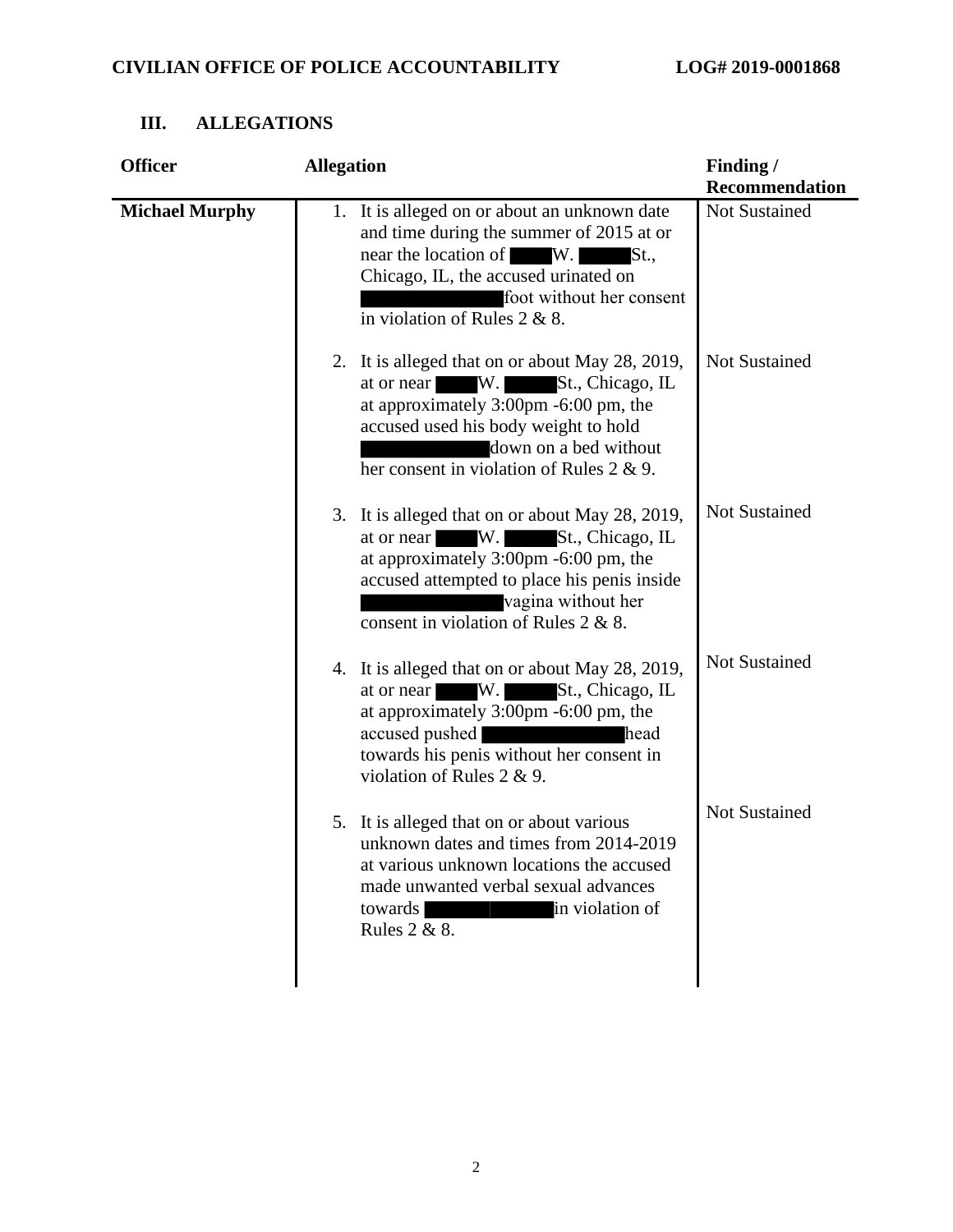## III. ALLEGATIONS

| Officer | Allegation | Finding / Recommendation |
|---|---|---|
| **Michael Murphy** | 1. It is alleged on or about an unknown date and time during the summer of 2015 at or near the location of ████ W. █████ St., Chicago, IL, the accused urinated on ██████████████ foot without her consent in violation of Rules 2 & 8. | Not Sustained |
| | 2. It is alleged that on or about May 28, 2019, at or near ████ W. █████ St., Chicago, IL at approximately 3:00pm -6:00 pm, the accused used his body weight to hold ████████████ down on a bed without her consent in violation of Rules 2 & 9. | Not Sustained |
| | 3. It is alleged that on or about May 28, 2019, at or near ████ W. █████ St., Chicago, IL at approximately 3:00pm -6:00 pm, the accused attempted to place his penis inside ██████████████ vagina without her consent in violation of Rules 2 & 8. | Not Sustained |
| | 4. It is alleged that on or about May 28, 2019, at or near ████ W. █████ St., Chicago, IL at approximately 3:00pm -6:00 pm, the accused pushed ██████████████ head towards his penis without her consent in violation of Rules 2 & 9. | Not Sustained |
| | 5. It is alleged that on or about various unknown dates and times from 2014-2019 at various unknown locations the accused made unwanted verbal sexual advances towards ████████████ in violation of Rules 2 & 8. | Not Sustained |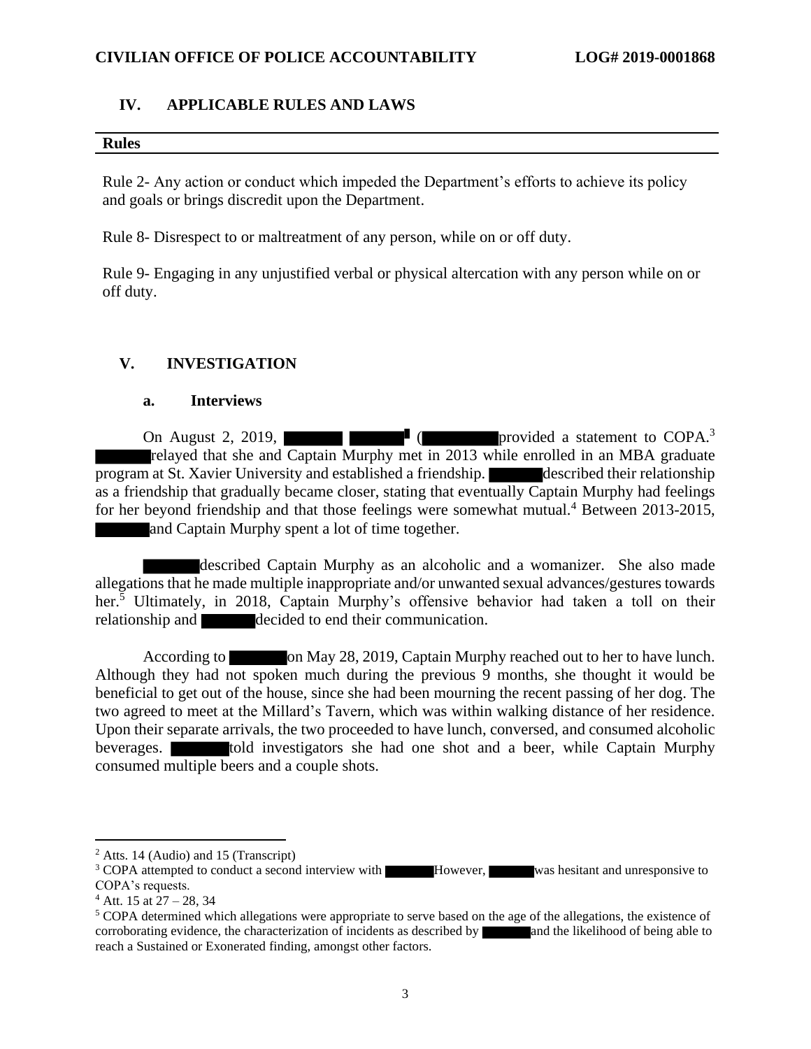## IV. APPLICABLE RULES AND LAWS

**Rules**

Rule 2- Any action or conduct which impeded the Department's efforts to achieve its policy and goals or brings discredit upon the Department.

Rule 8- Disrespect to or maltreatment of any person, while on or off duty.

Rule 9- Engaging in any unjustified verbal or physical altercation with any person while on or off duty.

## V. INVESTIGATION

### a. Interviews

On August 2, 2019, ██████ ██████[2] (██████) provided a statement to COPA.[3] ██████ relayed that she and Captain Murphy met in 2013 while enrolled in an MBA graduate program at St. Xavier University and established a friendship. ██████ described their relationship as a friendship that gradually became closer, stating that eventually Captain Murphy had feelings for her beyond friendship and that those feelings were somewhat mutual.[4] Between 2013-2015, ██████ and Captain Murphy spent a lot of time together.

██████ described Captain Murphy as an alcoholic and a womanizer. She also made allegations that he made multiple inappropriate and/or unwanted sexual advances/gestures towards her.[5] Ultimately, in 2018, Captain Murphy's offensive behavior had taken a toll on their relationship and ██████ decided to end their communication.

According to ██████ on May 28, 2019, Captain Murphy reached out to her to have lunch. Although they had not spoken much during the previous 9 months, she thought it would be beneficial to get out of the house, since she had been mourning the recent passing of her dog. The two agreed to meet at the Millard's Tavern, which was within walking distance of her residence. Upon their separate arrivals, the two proceeded to have lunch, conversed, and consumed alcoholic beverages. ██████ told investigators she had one shot and a beer, while Captain Murphy consumed multiple beers and a couple shots.

---

[2] Atts. 14 (Audio) and 15 (Transcript)

[3] COPA attempted to conduct a second interview with ██████ However, ██████ was hesitant and unresponsive to COPA's requests.

[4] Att. 15 at 27 – 28, 34

[5] COPA determined which allegations were appropriate to serve based on the age of the allegations, the existence of corroborating evidence, the characterization of incidents as described by ██████ and the likelihood of being able to reach a Sustained or Exonerated finding, amongst other factors.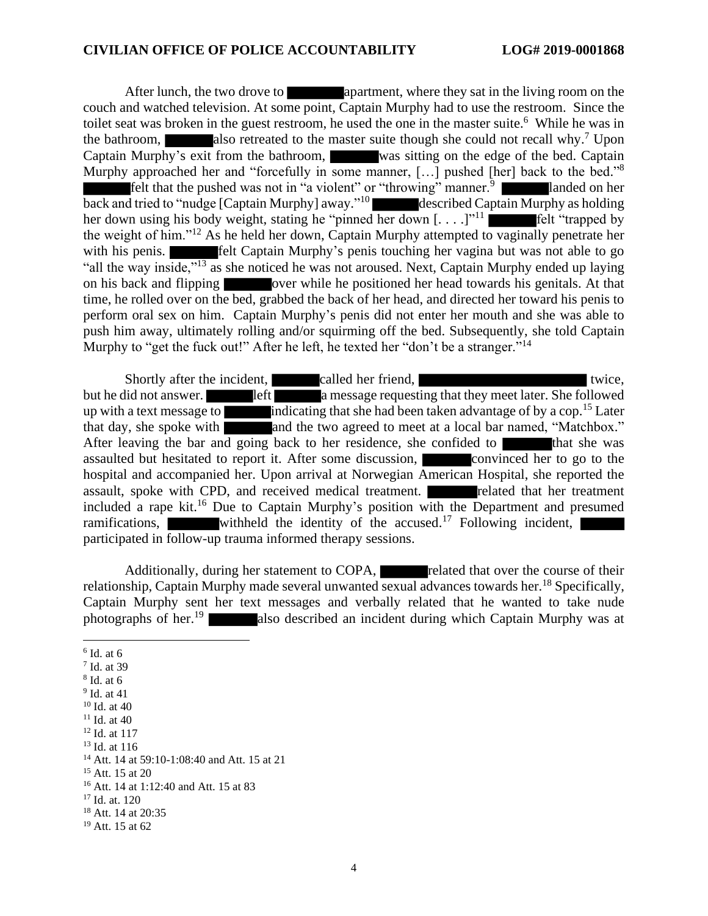After lunch, the two drove to ██████ apartment, where they sat in the living room on the couch and watched television. At some point, Captain Murphy had to use the restroom. Since the toilet seat was broken in the guest restroom, he used the one in the master suite.[6] While he was in the bathroom, ██████ also retreated to the master suite though she could not recall why.[7] Upon Captain Murphy's exit from the bathroom, ██████ was sitting on the edge of the bed. Captain Murphy approached her and "forcefully in some manner, […] pushed [her] back to the bed."[8] ██████ felt that the pushed was not in "a violent" or "throwing" manner.[9] ██████ landed on her back and tried to "nudge [Captain Murphy] away."[10] ██████ described Captain Murphy as holding her down using his body weight, stating he "pinned her down [. . . .]"[11] ██████ felt "trapped by the weight of him."[12] As he held her down, Captain Murphy attempted to vaginally penetrate her with his penis. ██████ felt Captain Murphy's penis touching her vagina but was not able to go "all the way inside,"[13] as she noticed he was not aroused. Next, Captain Murphy ended up laying on his back and flipping ██████ over while he positioned her head towards his genitals. At that time, he rolled over on the bed, grabbed the back of her head, and directed her toward his penis to perform oral sex on him. Captain Murphy's penis did not enter her mouth and she was able to push him away, ultimately rolling and/or squirming off the bed. Subsequently, she told Captain Murphy to "get the fuck out!" After he left, he texted her "don't be a stranger."[14]

Shortly after the incident, ██████ called her friend, ██████████████ twice, but he did not answer. ██████ left ██████ a message requesting that they meet later. She followed up with a text message to ██████ indicating that she had been taken advantage of by a cop.[15] Later that day, she spoke with ██████ and the two agreed to meet at a local bar named, "Matchbox." After leaving the bar and going back to her residence, she confided to ██████ that she was assaulted but hesitated to report it. After some discussion, ██████ convinced her to go to the hospital and accompanied her. Upon arrival at Norwegian American Hospital, she reported the assault, spoke with CPD, and received medical treatment. ██████ related that her treatment included a rape kit.[16] Due to Captain Murphy's position with the Department and presumed ramifications, ██████ withheld the identity of the accused.[17] Following incident, ██████ participated in follow-up trauma informed therapy sessions.

Additionally, during her statement to COPA, ██████ related that over the course of their relationship, Captain Murphy made several unwanted sexual advances towards her.[18] Specifically, Captain Murphy sent her text messages and verbally related that he wanted to take nude photographs of her.[19] ██████ also described an incident during which Captain Murphy was at

---

[6] Id. at 6
[7] Id. at 39
[8] Id. at 6
[9] Id. at 41
[10] Id. at 40
[11] Id. at 40
[12] Id. at 117
[13] Id. at 116
[14] Att. 14 at 59:10-1:08:40 and Att. 15 at 21
[15] Att. 15 at 20
[16] Att. 14 at 1:12:40 and Att. 15 at 83
[17] Id. at. 120
[18] Att. 14 at 20:35
[19] Att. 15 at 62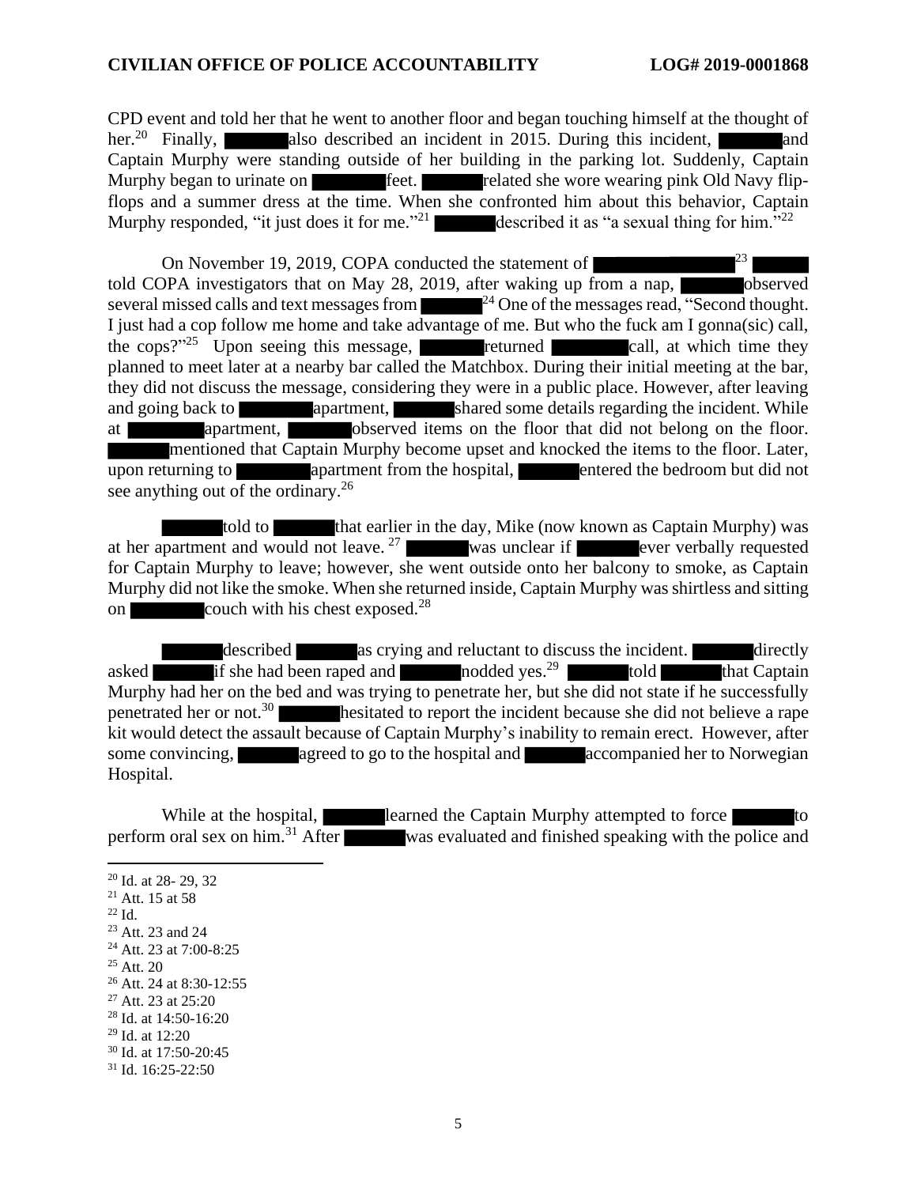CPD event and told her that he went to another floor and began touching himself at the thought of her.[20] Finally, ██████ also described an incident in 2015. During this incident, ██████ and Captain Murphy were standing outside of her building in the parking lot. Suddenly, Captain Murphy began to urinate on ███████ feet. ██████ related she wore wearing pink Old Navy flip-flops and a summer dress at the time. When she confronted him about this behavior, Captain Murphy responded, "it just does it for me."[21] ██████ described it as "a sexual thing for him."[22]

On November 19, 2019, COPA conducted the statement of ████████████████[23] ██████ told COPA investigators that on May 28, 2019, after waking up from a nap, ██████ observed several missed calls and text messages from ██████[24] One of the messages read, "Second thought. I just had a cop follow me home and take advantage of me. But who the fuck am I gonna(sic) call, the cops?"[25] Upon seeing this message, ██████ returned ███████ call, at which time they planned to meet later at a nearby bar called the Matchbox. During their initial meeting at the bar, they did not discuss the message, considering they were in a public place. However, after leaving and going back to ███████ apartment, ██████ shared some details regarding the incident. While at ███████ apartment, ██████ observed items on the floor that did not belong on the floor. ██████ mentioned that Captain Murphy become upset and knocked the items to the floor. Later, upon returning to ███████ apartment from the hospital, ██████ entered the bedroom but did not see anything out of the ordinary.[26]

██████ told to ██████ that earlier in the day, Mike (now known as Captain Murphy) was at her apartment and would not leave.[27] ██████ was unclear if ██████ ever verbally requested for Captain Murphy to leave; however, she went outside onto her balcony to smoke, as Captain Murphy did not like the smoke. When she returned inside, Captain Murphy was shirtless and sitting on ███████ couch with his chest exposed.[28]

██████ described ██████ as crying and reluctant to discuss the incident. ██████ directly asked ██████ if she had been raped and ██████ nodded yes.[29] ██████ told ██████ that Captain Murphy had her on the bed and was trying to penetrate her, but she did not state if he successfully penetrated her or not.[30] ██████ hesitated to report the incident because she did not believe a rape kit would detect the assault because of Captain Murphy's inability to remain erect. However, after some convincing, ██████ agreed to go to the hospital and ██████ accompanied her to Norwegian Hospital.

While at the hospital, ██████ learned the Captain Murphy attempted to force ██████ to perform oral sex on him.[31] After ██████ was evaluated and finished speaking with the police and

---

[20] Id. at 28- 29, 32
[21] Att. 15 at 58
[22] Id.
[23] Att. 23 and 24
[24] Att. 23 at 7:00-8:25
[25] Att. 20
[26] Att. 24 at 8:30-12:55
[27] Att. 23 at 25:20
[28] Id. at 14:50-16:20
[29] Id. at 12:20
[30] Id. at 17:50-20:45
[31] Id. 16:25-22:50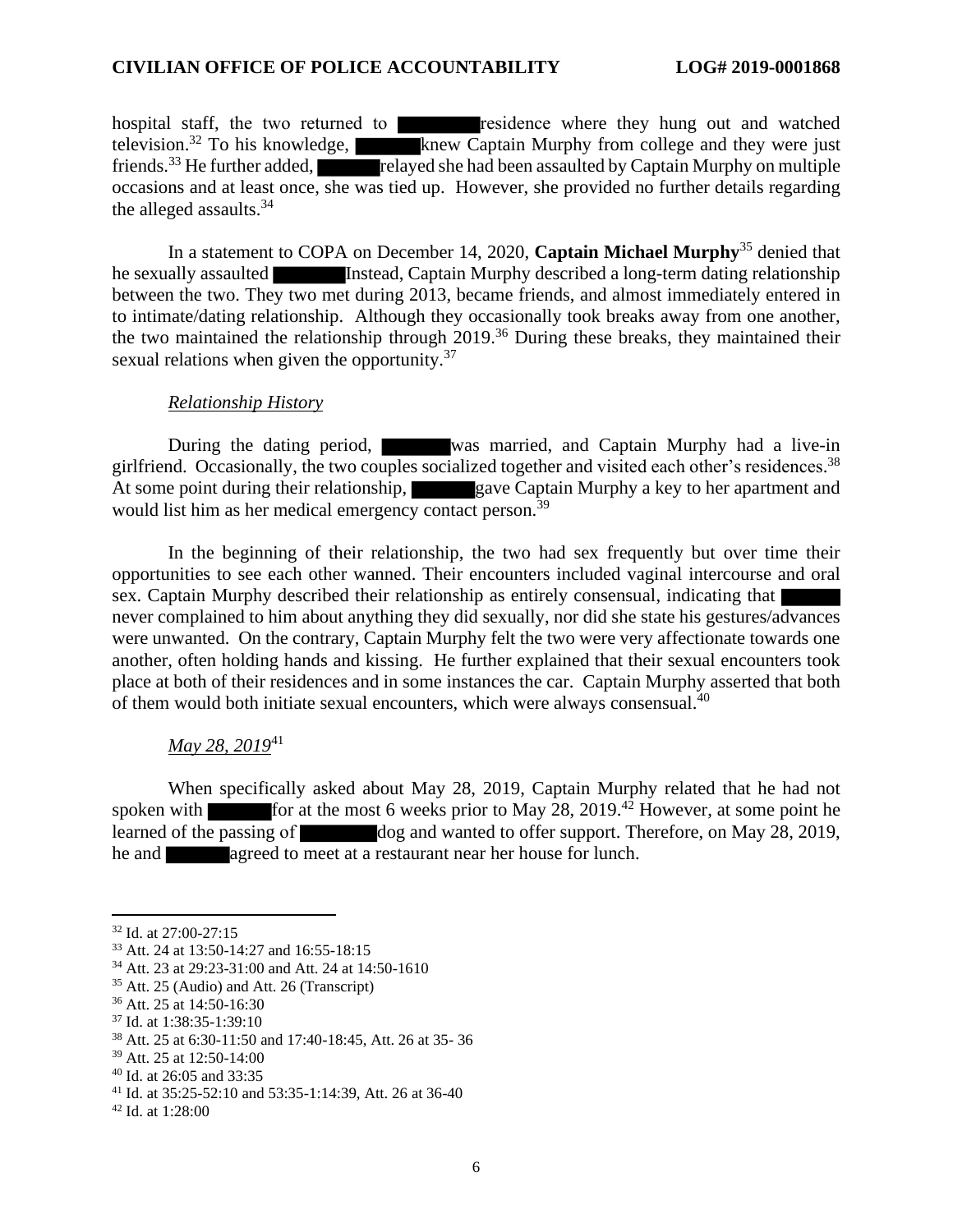hospital staff, the two returned to [REDACTED] residence where they hung out and watched television.[32] To his knowledge, [REDACTED] knew Captain Murphy from college and they were just friends.[33] He further added, [REDACTED] relayed she had been assaulted by Captain Murphy on multiple occasions and at least once, she was tied up. However, she provided no further details regarding the alleged assaults.[34]

In a statement to COPA on December 14, 2020, **Captain Michael Murphy**[35] denied that he sexually assaulted [REDACTED] Instead, Captain Murphy described a long-term dating relationship between the two. They two met during 2013, became friends, and almost immediately entered in to intimate/dating relationship. Although they occasionally took breaks away from one another, the two maintained the relationship through 2019.[36] During these breaks, they maintained their sexual relations when given the opportunity.[37]

*Relationship History*

During the dating period, [REDACTED] was married, and Captain Murphy had a live-in girlfriend. Occasionally, the two couples socialized together and visited each other's residences.[38] At some point during their relationship, [REDACTED] gave Captain Murphy a key to her apartment and would list him as her medical emergency contact person.[39]

In the beginning of their relationship, the two had sex frequently but over time their opportunities to see each other wanned. Their encounters included vaginal intercourse and oral sex. Captain Murphy described their relationship as entirely consensual, indicating that [REDACTED] never complained to him about anything they did sexually, nor did she state his gestures/advances were unwanted. On the contrary, Captain Murphy felt the two were very affectionate towards one another, often holding hands and kissing. He further explained that their sexual encounters took place at both of their residences and in some instances the car. Captain Murphy asserted that both of them would both initiate sexual encounters, which were always consensual.[40]

*May 28, 2019*[41]

When specifically asked about May 28, 2019, Captain Murphy related that he had not spoken with [REDACTED] for at the most 6 weeks prior to May 28, 2019.[42] However, at some point he learned of the passing of [REDACTED] dog and wanted to offer support. Therefore, on May 28, 2019, he and [REDACTED] agreed to meet at a restaurant near her house for lunch.

---

[32] Id. at 27:00-27:15

[33] Att. 24 at 13:50-14:27 and 16:55-18:15

[34] Att. 23 at 29:23-31:00 and Att. 24 at 14:50-1610

[35] Att. 25 (Audio) and Att. 26 (Transcript)

[36] Att. 25 at 14:50-16:30

[37] Id. at 1:38:35-1:39:10

[38] Att. 25 at 6:30-11:50 and 17:40-18:45, Att. 26 at 35- 36

[39] Att. 25 at 12:50-14:00

[40] Id. at 26:05 and 33:35

[41] Id. at 35:25-52:10 and 53:35-1:14:39, Att. 26 at 36-40

[42] Id. at 1:28:00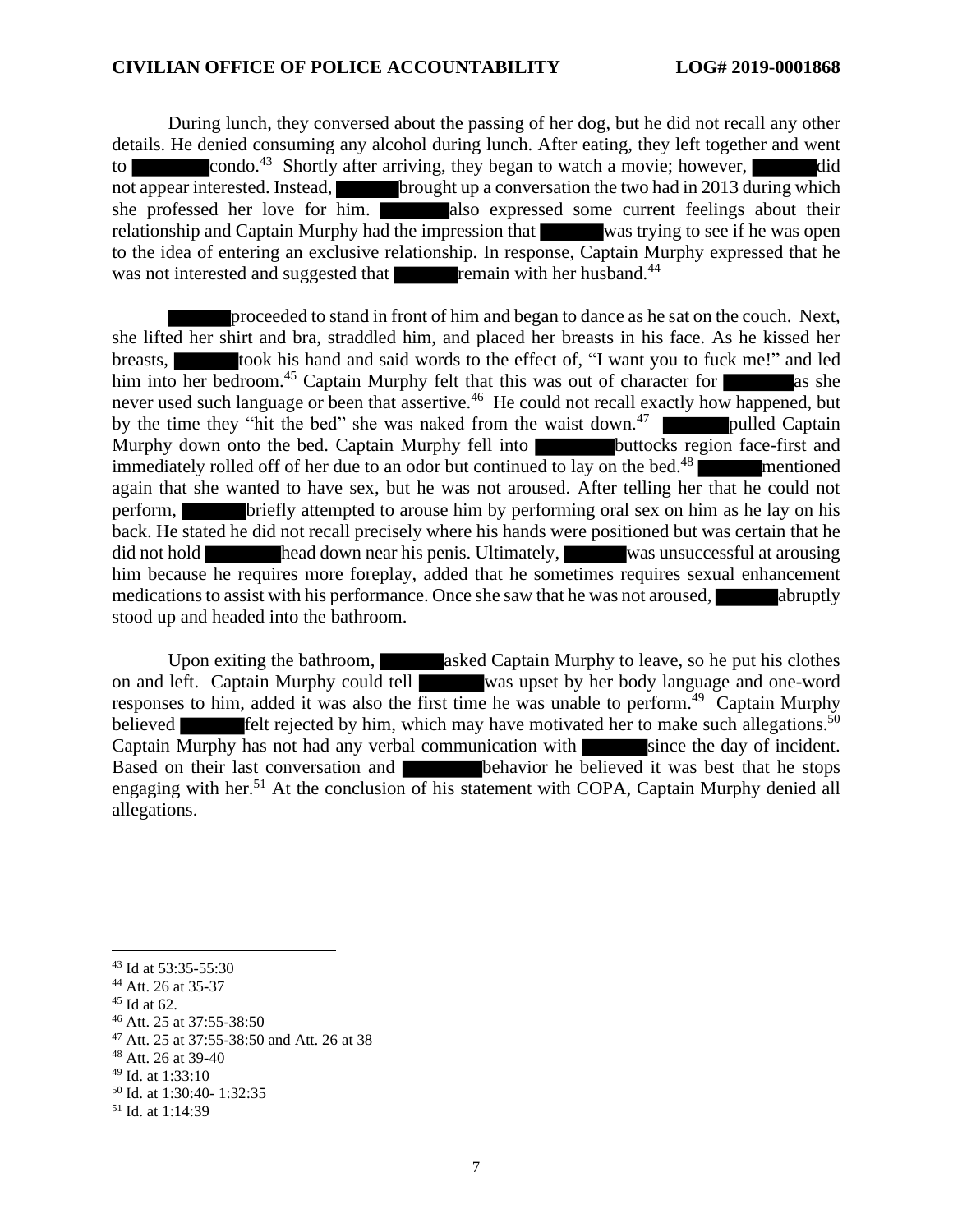During lunch, they conversed about the passing of her dog, but he did not recall any other details. He denied consuming any alcohol during lunch. After eating, they left together and went to ██████ condo.[43] Shortly after arriving, they began to watch a movie; however, ██████ did not appear interested. Instead, ██████ brought up a conversation the two had in 2013 during which she professed her love for him. ██████ also expressed some current feelings about their relationship and Captain Murphy had the impression that ██████ was trying to see if he was open to the idea of entering an exclusive relationship. In response, Captain Murphy expressed that he was not interested and suggested that ██████ remain with her husband.[44]

██████ proceeded to stand in front of him and began to dance as he sat on the couch. Next, she lifted her shirt and bra, straddled him, and placed her breasts in his face. As he kissed her breasts, ██████ took his hand and said words to the effect of, "I want you to fuck me!" and led him into her bedroom.[45] Captain Murphy felt that this was out of character for ██████ as she never used such language or been that assertive.[46] He could not recall exactly how happened, but by the time they "hit the bed" she was naked from the waist down.[47] ██████ pulled Captain Murphy down onto the bed. Captain Murphy fell into ██████ buttocks region face-first and immediately rolled off of her due to an odor but continued to lay on the bed.[48] ██████ mentioned again that she wanted to have sex, but he was not aroused. After telling her that he could not perform, ██████ briefly attempted to arouse him by performing oral sex on him as he lay on his back. He stated he did not recall precisely where his hands were positioned but was certain that he did not hold ██████ head down near his penis. Ultimately, ██████ was unsuccessful at arousing him because he requires more foreplay, added that he sometimes requires sexual enhancement medications to assist with his performance. Once she saw that he was not aroused, ██████ abruptly stood up and headed into the bathroom.

Upon exiting the bathroom, ██████ asked Captain Murphy to leave, so he put his clothes on and left. Captain Murphy could tell ██████ was upset by her body language and one-word responses to him, added it was also the first time he was unable to perform.[49] Captain Murphy believed ██████ felt rejected by him, which may have motivated her to make such allegations.[50] Captain Murphy has not had any verbal communication with ██████ since the day of incident. Based on their last conversation and ██████ behavior he believed it was best that he stops engaging with her.[51] At the conclusion of his statement with COPA, Captain Murphy denied all allegations.

---

[43] Id at 53:35-55:30
[44] Att. 26 at 35-37
[45] Id at 62.
[46] Att. 25 at 37:55-38:50
[47] Att. 25 at 37:55-38:50 and Att. 26 at 38
[48] Att. 26 at 39-40
[49] Id. at 1:33:10
[50] Id. at 1:30:40- 1:32:35
[51] Id. at 1:14:39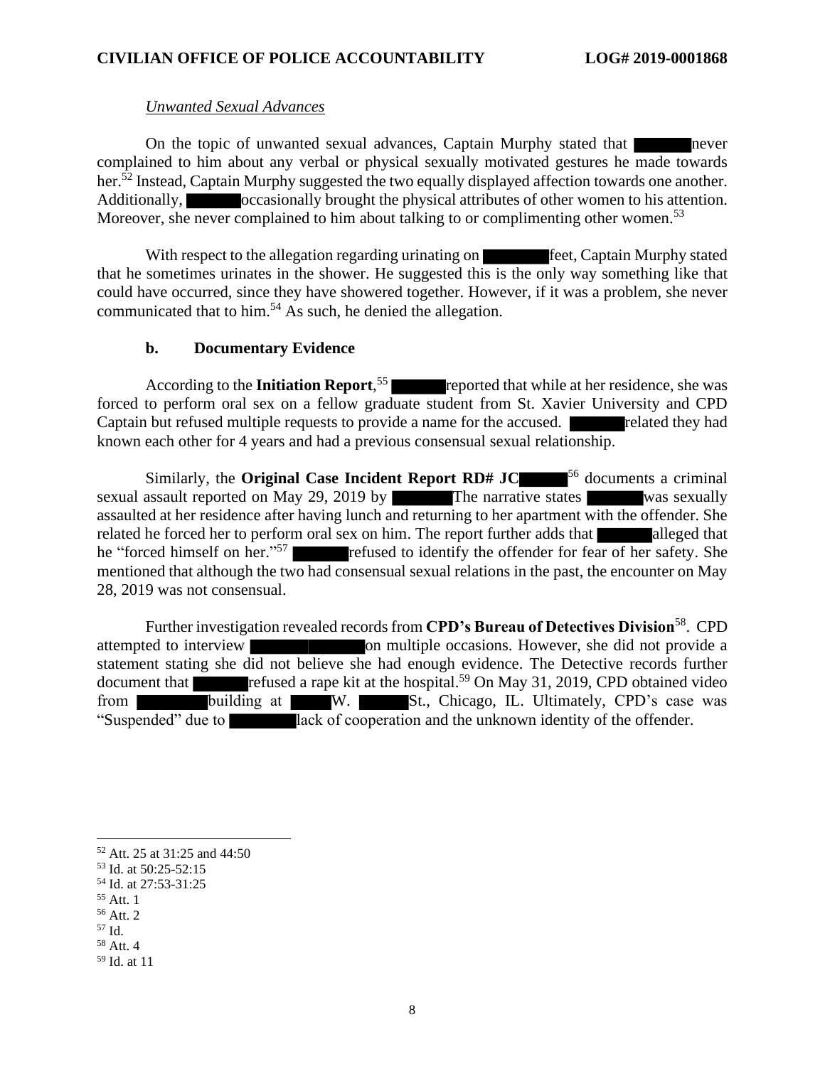*Unwanted Sexual Advances*

On the topic of unwanted sexual advances, Captain Murphy stated that ██████ never complained to him about any verbal or physical sexually motivated gestures he made towards her.[52] Instead, Captain Murphy suggested the two equally displayed affection towards one another. Additionally, ██████ occasionally brought the physical attributes of other women to his attention. Moreover, she never complained to him about talking to or complimenting other women.[53]

With respect to the allegation regarding urinating on ██████ feet, Captain Murphy stated that he sometimes urinates in the shower. He suggested this is the only way something like that could have occurred, since they have showered together. However, if it was a problem, she never communicated that to him.[54] As such, he denied the allegation.

### b. Documentary Evidence

According to the **Initiation Report**,[55] ██████ reported that while at her residence, she was forced to perform oral sex on a fellow graduate student from St. Xavier University and CPD Captain but refused multiple requests to provide a name for the accused. ██████ related they had known each other for 4 years and had a previous consensual sexual relationship.

Similarly, the **Original Case Incident Report RD# JC█████**[56] documents a criminal sexual assault reported on May 29, 2019 by ██████ The narrative states ██████ was sexually assaulted at her residence after having lunch and returning to her apartment with the offender. She related he forced her to perform oral sex on him. The report further adds that ██████ alleged that he "forced himself on her."[57] ██████ refused to identify the offender for fear of her safety. She mentioned that although the two had consensual sexual relations in the past, the encounter on May 28, 2019 was not consensual.

Further investigation revealed records from **CPD's Bureau of Detectives Division**[58]. CPD attempted to interview ██████████ on multiple occasions. However, she did not provide a statement stating she did not believe she had enough evidence. The Detective records further document that ██████ refused a rape kit at the hospital.[59] On May 31, 2019, CPD obtained video from ██████ building at ████ W. █████ St., Chicago, IL. Ultimately, CPD's case was "Suspended" due to ███████ lack of cooperation and the unknown identity of the offender.

---

[52] Att. 25 at 31:25 and 44:50
[53] Id. at 50:25-52:15
[54] Id. at 27:53-31:25
[55] Att. 1
[56] Att. 2
[57] Id.
[58] Att. 4
[59] Id. at 11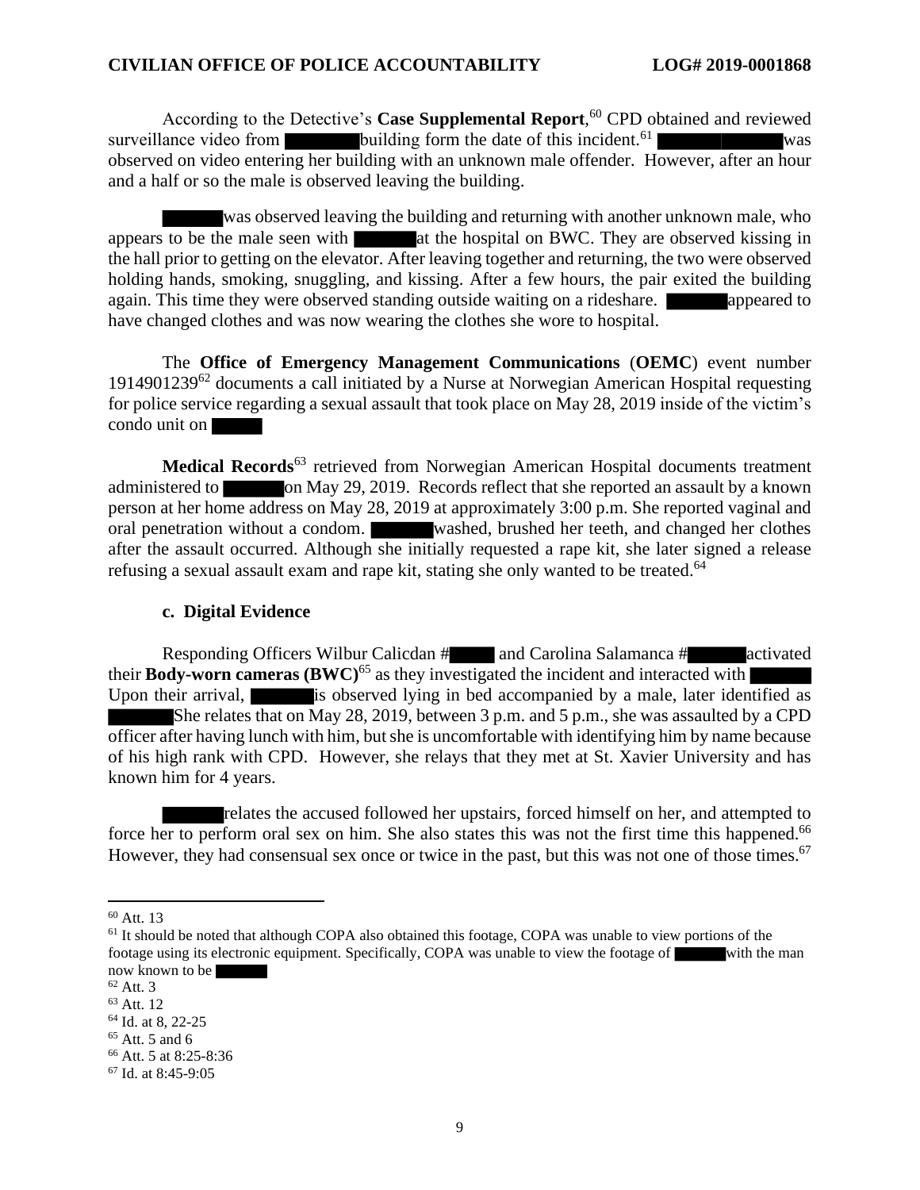According to the Detective's **Case Supplemental Report**,[60] CPD obtained and reviewed surveillance video from ███████ building form the date of this incident.[61] ███████ ███████ was observed on video entering her building with an unknown male offender. However, after an hour and a half or so the male is observed leaving the building.

███████ was observed leaving the building and returning with another unknown male, who appears to be the male seen with ███████ at the hospital on BWC. They are observed kissing in the hall prior to getting on the elevator. After leaving together and returning, the two were observed holding hands, smoking, snuggling, and kissing. After a few hours, the pair exited the building again. This time they were observed standing outside waiting on a rideshare. ███████ appeared to have changed clothes and was now wearing the clothes she wore to hospital.

The **Office of Emergency Management Communications** (**OEMC**) event number 1914901239[62] documents a call initiated by a Nurse at Norwegian American Hospital requesting for police service regarding a sexual assault that took place on May 28, 2019 inside of the victim's condo unit on ███████

**Medical Records**[63] retrieved from Norwegian American Hospital documents treatment administered to ███████ on May 29, 2019. Records reflect that she reported an assault by a known person at her home address on May 28, 2019 at approximately 3:00 p.m. She reported vaginal and oral penetration without a condom. ███████ washed, brushed her teeth, and changed her clothes after the assault occurred. Although she initially requested a rape kit, she later signed a release refusing a sexual assault exam and rape kit, stating she only wanted to be treated.[64]

### c. Digital Evidence

Responding Officers Wilbur Calicdan #███ and Carolina Salamanca #███ activated their **Body-worn cameras (BWC)**[65] as they investigated the incident and interacted with ███████ Upon their arrival, ███████ is observed lying in bed accompanied by a male, later identified as ███████ She relates that on May 28, 2019, between 3 p.m. and 5 p.m., she was assaulted by a CPD officer after having lunch with him, but she is uncomfortable with identifying him by name because of his high rank with CPD. However, she relays that they met at St. Xavier University and has known him for 4 years.

███████ relates the accused followed her upstairs, forced himself on her, and attempted to force her to perform oral sex on him. She also states this was not the first time this happened.[66] However, they had consensual sex once or twice in the past, but this was not one of those times.[67]

---

[60] Att. 13

[61] It should be noted that although COPA also obtained this footage, COPA was unable to view portions of the footage using its electronic equipment. Specifically, COPA was unable to view the footage of ███████ with the man now known to be ███████

[62] Att. 3

[63] Att. 12

[64] Id. at 8, 22-25

[65] Att. 5 and 6

[66] Att. 5 at 8:25-8:36

[67] Id. at 8:45-9:05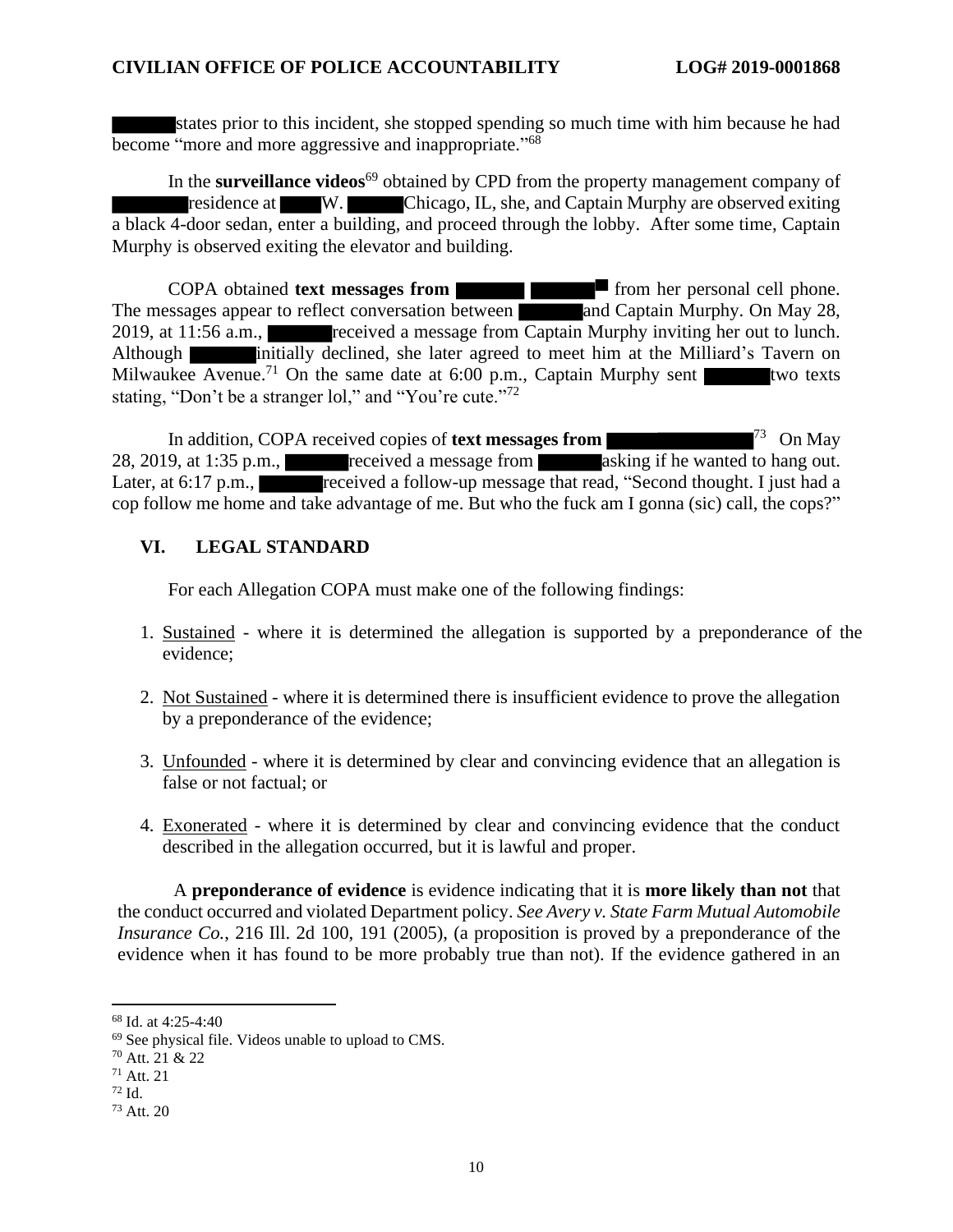█████ states prior to this incident, she stopped spending so much time with him because he had become "more and more aggressive and inappropriate."[68]

In the **surveillance videos**[69] obtained by CPD from the property management company of █████ residence at ███ W. █████ Chicago, IL, she, and Captain Murphy are observed exiting a black 4-door sedan, enter a building, and proceed through the lobby. After some time, Captain Murphy is observed exiting the elevator and building.

COPA obtained **text messages from █████ █████**[70] from her personal cell phone. The messages appear to reflect conversation between █████ and Captain Murphy. On May 28, 2019, at 11:56 a.m., █████ received a message from Captain Murphy inviting her out to lunch. Although █████ initially declined, she later agreed to meet him at the Milliard's Tavern on Milwaukee Avenue.[71] On the same date at 6:00 p.m., Captain Murphy sent █████ two texts stating, "Don't be a stranger lol," and "You're cute."[72]

In addition, COPA received copies of **text messages from █████ █████**[73] On May 28, 2019, at 1:35 p.m., █████ received a message from █████ asking if he wanted to hang out. Later, at 6:17 p.m., █████ received a follow-up message that read, "Second thought. I just had a cop follow me home and take advantage of me. But who the fuck am I gonna (sic) call, the cops?"

## VI. LEGAL STANDARD

For each Allegation COPA must make one of the following findings:

1. Sustained - where it is determined the allegation is supported by a preponderance of the evidence;
2. Not Sustained - where it is determined there is insufficient evidence to prove the allegation by a preponderance of the evidence;
3. Unfounded - where it is determined by clear and convincing evidence that an allegation is false or not factual; or
4. Exonerated - where it is determined by clear and convincing evidence that the conduct described in the allegation occurred, but it is lawful and proper.

A **preponderance of evidence** is evidence indicating that it is **more likely than not** that the conduct occurred and violated Department policy. *See Avery v. State Farm Mutual Automobile Insurance Co.*, 216 Ill. 2d 100, 191 (2005), (a proposition is proved by a preponderance of the evidence when it has found to be more probably true than not). If the evidence gathered in an

---

[68] Id. at 4:25-4:40

[69] See physical file. Videos unable to upload to CMS.

[70] Att. 21 & 22

[71] Att. 21

[72] Id.

[73] Att. 20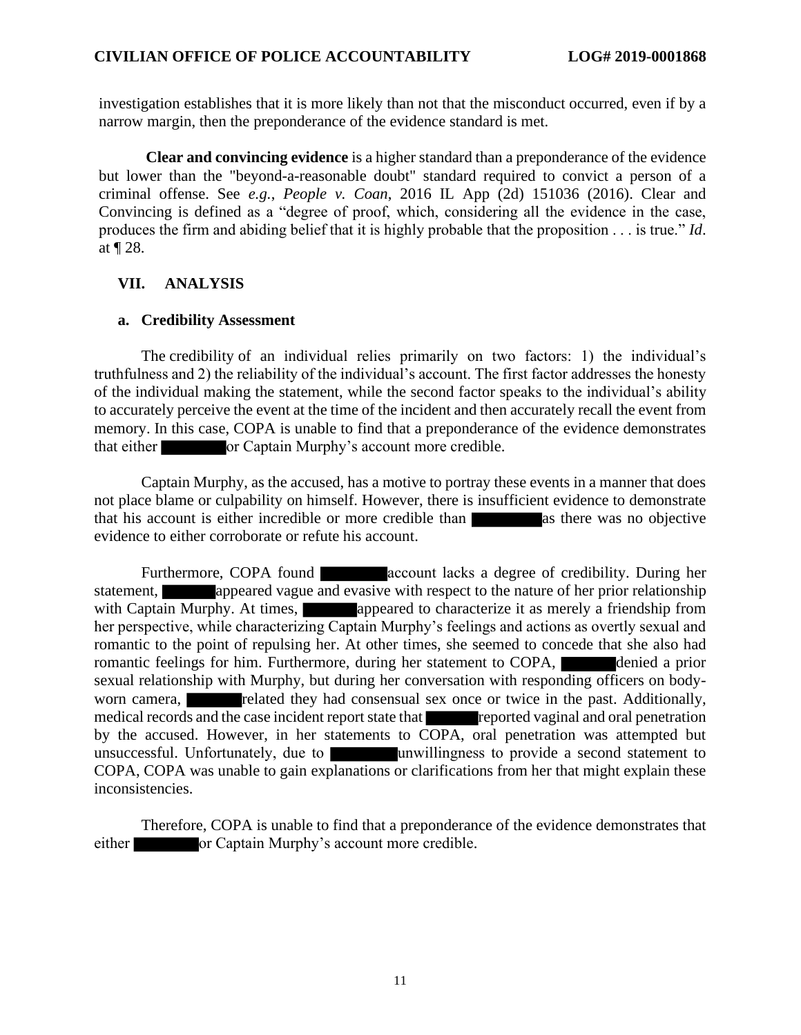investigation establishes that it is more likely than not that the misconduct occurred, even if by a narrow margin, then the preponderance of the evidence standard is met.

**Clear and convincing evidence** is a higher standard than a preponderance of the evidence but lower than the "beyond-a-reasonable doubt" standard required to convict a person of a criminal offense. See *e.g.*, *People v. Coan*, 2016 IL App (2d) 151036 (2016). Clear and Convincing is defined as a "degree of proof, which, considering all the evidence in the case, produces the firm and abiding belief that it is highly probable that the proposition . . . is true." *Id*. at ¶ 28.

## VII. ANALYSIS

### a. Credibility Assessment

The credibility of an individual relies primarily on two factors: 1) the individual's truthfulness and 2) the reliability of the individual's account. The first factor addresses the honesty of the individual making the statement, while the second factor speaks to the individual's ability to accurately perceive the event at the time of the incident and then accurately recall the event from memory. In this case, COPA is unable to find that a preponderance of the evidence demonstrates that either ██████ or Captain Murphy's account more credible.

Captain Murphy, as the accused, has a motive to portray these events in a manner that does not place blame or culpability on himself. However, there is insufficient evidence to demonstrate that his account is either incredible or more credible than ██████ as there was no objective evidence to either corroborate or refute his account.

Furthermore, COPA found ██████ account lacks a degree of credibility. During her statement, ██████ appeared vague and evasive with respect to the nature of her prior relationship with Captain Murphy. At times, ██████ appeared to characterize it as merely a friendship from her perspective, while characterizing Captain Murphy's feelings and actions as overtly sexual and romantic to the point of repulsing her. At other times, she seemed to concede that she also had romantic feelings for him. Furthermore, during her statement to COPA, ██████ denied a prior sexual relationship with Murphy, but during her conversation with responding officers on body-worn camera, ██████ related they had consensual sex once or twice in the past. Additionally, medical records and the case incident report state that ██████ reported vaginal and oral penetration by the accused. However, in her statements to COPA, oral penetration was attempted but unsuccessful. Unfortunately, due to ██████ unwillingness to provide a second statement to COPA, COPA was unable to gain explanations or clarifications from her that might explain these inconsistencies.

Therefore, COPA is unable to find that a preponderance of the evidence demonstrates that either ██████ or Captain Murphy's account more credible.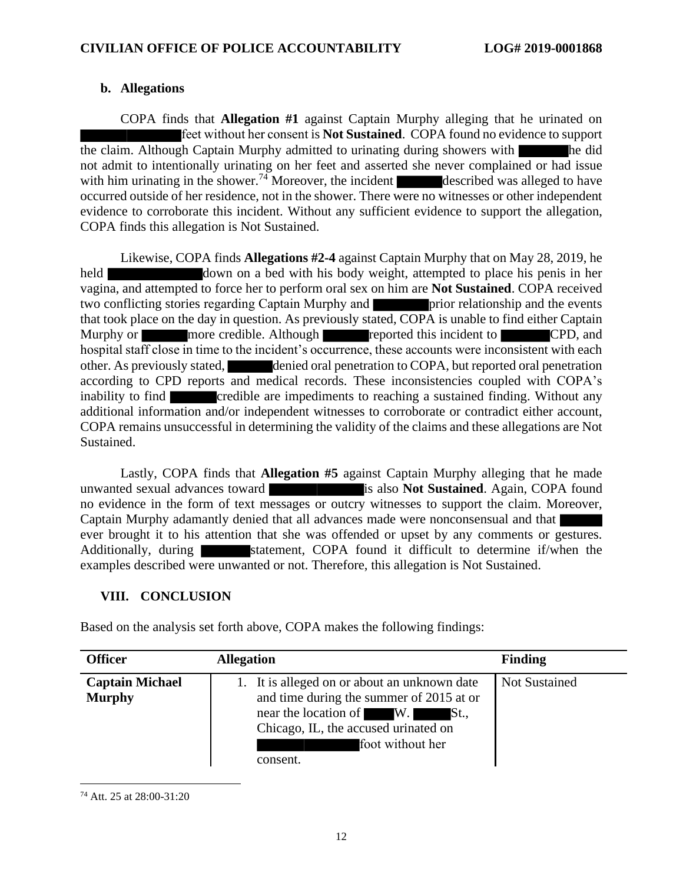### b. Allegations

COPA finds that **Allegation #1** against Captain Murphy alleging that he urinated on ███████ feet without her consent is **Not Sustained**. COPA found no evidence to support the claim. Although Captain Murphy admitted to urinating during showers with ███ he did not admit to intentionally urinating on her feet and asserted she never complained or had issue with him urinating in the shower.[74] Moreover, the incident ███ described was alleged to have occurred outside of her residence, not in the shower. There were no witnesses or other independent evidence to corroborate this incident. Without any sufficient evidence to support the allegation, COPA finds this allegation is Not Sustained.

Likewise, COPA finds **Allegations #2-4** against Captain Murphy that on May 28, 2019, he held ███████ down on a bed with his body weight, attempted to place his penis in her vagina, and attempted to force her to perform oral sex on him are **Not Sustained**. COPA received two conflicting stories regarding Captain Murphy and ███ prior relationship and the events that took place on the day in question. As previously stated, COPA is unable to find either Captain Murphy or ███ more credible. Although ███ reported this incident to ███ CPD, and hospital staff close in time to the incident's occurrence, these accounts were inconsistent with each other. As previously stated, ███ denied oral penetration to COPA, but reported oral penetration according to CPD reports and medical records. These inconsistencies coupled with COPA's inability to find ███ credible are impediments to reaching a sustained finding. Without any additional information and/or independent witnesses to corroborate or contradict either account, COPA remains unsuccessful in determining the validity of the claims and these allegations are Not Sustained.

Lastly, COPA finds that **Allegation #5** against Captain Murphy alleging that he made unwanted sexual advances toward ███████ is also **Not Sustained**. Again, COPA found no evidence in the form of text messages or outcry witnesses to support the claim. Moreover, Captain Murphy adamantly denied that all advances made were nonconsensual and that ███ ever brought it to his attention that she was offended or upset by any comments or gestures. Additionally, during ███ statement, COPA found it difficult to determine if/when the examples described were unwanted or not. Therefore, this allegation is Not Sustained.

## VIII. CONCLUSION

Based on the analysis set forth above, COPA makes the following findings:

| Officer | Allegation | Finding |
|---|---|---|
| **Captain Michael Murphy** | 1. It is alleged on or about an unknown date and time during the summer of 2015 at or near the location of ███ W. ███ St., Chicago, IL, the accused urinated on ███████ foot without her consent. | Not Sustained |

[74] Att. 25 at 28:00-31:20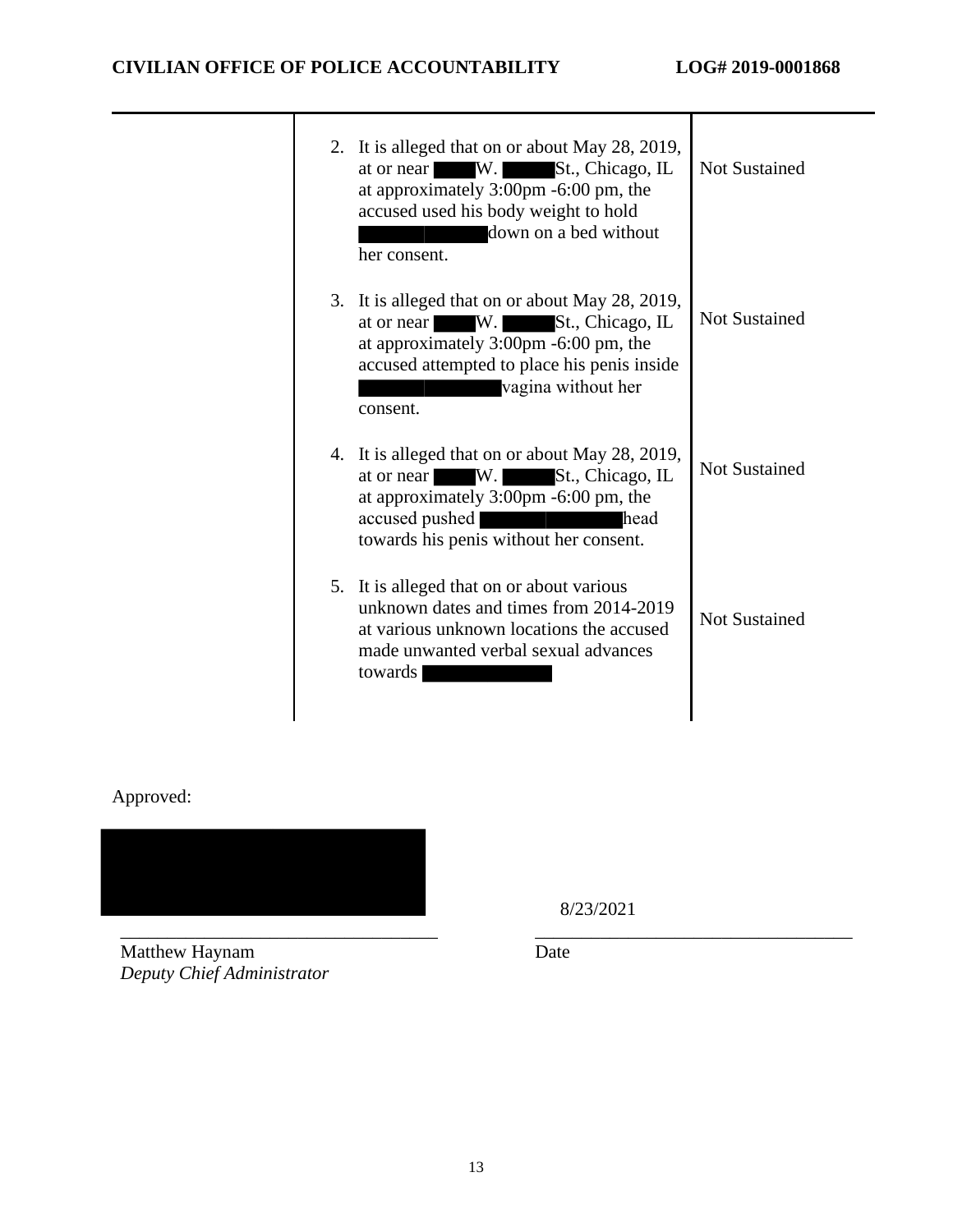| | | |
|---|---|---|
| | 2. It is alleged that on or about May 28, 2019, at or near ██ W. ██ St., Chicago, IL at approximately 3:00pm -6:00 pm, the accused used his body weight to hold ██████ down on a bed without her consent. | Not Sustained |
| | 3. It is alleged that on or about May 28, 2019, at or near ██ W. ██ St., Chicago, IL at approximately 3:00pm -6:00 pm, the accused attempted to place his penis inside ██████ vagina without her consent. | Not Sustained |
| | 4. It is alleged that on or about May 28, 2019, at or near ██ W. ██ St., Chicago, IL at approximately 3:00pm -6:00 pm, the accused pushed ██████ head towards his penis without her consent. | Not Sustained |
| | 5. It is alleged that on or about various unknown dates and times from 2014-2019 at various unknown locations the accused made unwanted verbal sexual advances towards ██████ | Not Sustained |

Approved:

██████████

8/23/2021

Matthew Haynam
*Deputy Chief Administrator*

Date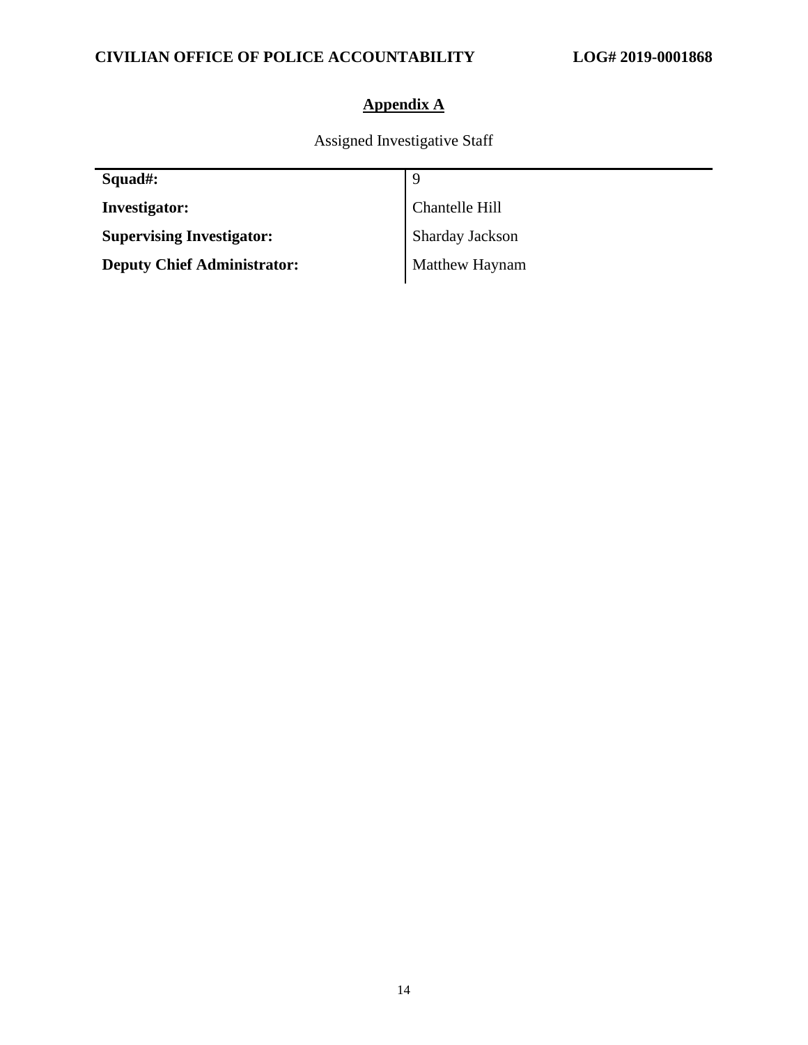## Appendix A

Assigned Investigative Staff

| | |
|---|---|
| **Squad#:** | 9 |
| **Investigator:** | Chantelle Hill |
| **Supervising Investigator:** | Sharday Jackson |
| **Deputy Chief Administrator:** | Matthew Haynam |